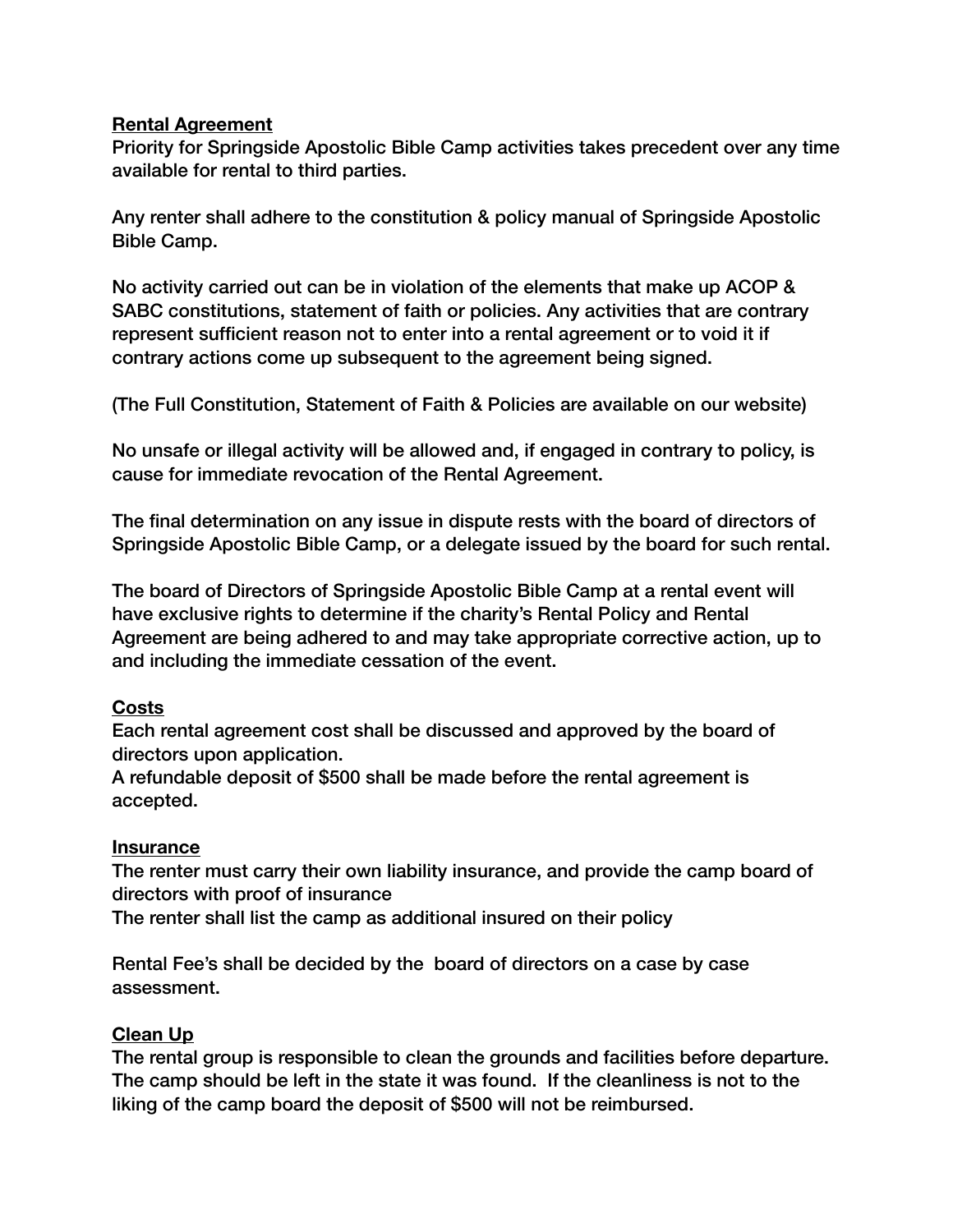## Rental Agreement

Priority for Springside Apostolic Bible Camp activities takes precedent over any time available for rental to third parties.

Any renter shall adhere to the constitution & policy manual of Springside Apostolic Bible Camp.

No activity carried out can be in violation of the elements that make up ACOP & SABC constitutions, statement of faith or policies. Any activities that are contrary represent sufficient reason not to enter into a rental agreement or to void it if contrary actions come up subsequent to the agreement being signed.

(The Full Constitution, Statement of Faith & Policies are available on our website)

No unsafe or illegal activity will be allowed and, if engaged in contrary to policy, is cause for immediate revocation of the Rental Agreement.

The final determination on any issue in dispute rests with the board of directors of Springside Apostolic Bible Camp, or a delegate issued by the board for such rental.

The board of Directors of Springside Apostolic Bible Camp at a rental event will have exclusive rights to determine if the charity's Rental Policy and Rental Agreement are being adhered to and may take appropriate corrective action, up to and including the immediate cessation of the event.

## Costs

Each rental agreement cost shall be discussed and approved by the board of directors upon application.
A refundable deposit of $500 shall be made before the rental agreement is accepted.

## Insurance

The renter must carry their own liability insurance, and provide the camp board of directors with proof of insurance
The renter shall list the camp as additional insured on their policy

Rental Fee's shall be decided by the board of directors on a case by case assessment.

## Clean Up

The rental group is responsible to clean the grounds and facilities before departure. The camp should be left in the state it was found. If the cleanliness is not to the liking of the camp board the deposit of $500 will not be reimbursed.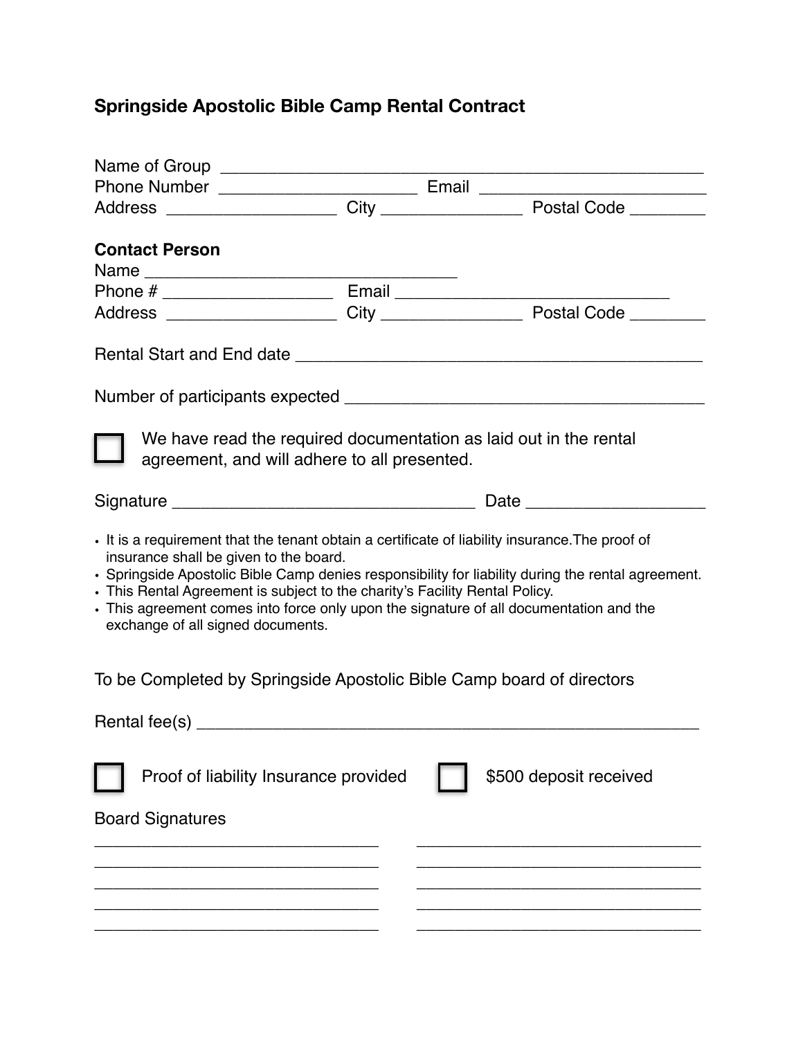## Springside Apostolic Bible Camp Rental Contract

Name of Group ____________________________________________________

Phone Number _____________________ Email _________________________

Address __________________ City _______________ Postal Code ________

**Contact Person**

Name __________________________________

Phone # __________________ Email ______________________________

Address __________________ City _______________ Postal Code ________

Rental Start and End date _____________________________________________

Number of participants expected ________________________________________

☐ We have read the required documentation as laid out in the rental agreement, and will adhere to all presented.

Signature _________________________________ Date ___________________

- It is a requirement that the tenant obtain a certificate of liability insurance.The proof of insurance shall be given to the board.
- Springside Apostolic Bible Camp denies responsibility for liability during the rental agreement.
- This Rental Agreement is subject to the charity's Facility Rental Policy.
- This agreement comes into force only upon the signature of all documentation and the exchange of all signed documents.

To be Completed by Springside Apostolic Bible Camp board of directors

Rental fee(s) _______________________________________________________

☐ Proof of liability Insurance provided ☐ $500 deposit received

Board Signatures

_______________________________ _______________________________

_______________________________ _______________________________

_______________________________ _______________________________

_______________________________ _______________________________

_______________________________ _______________________________